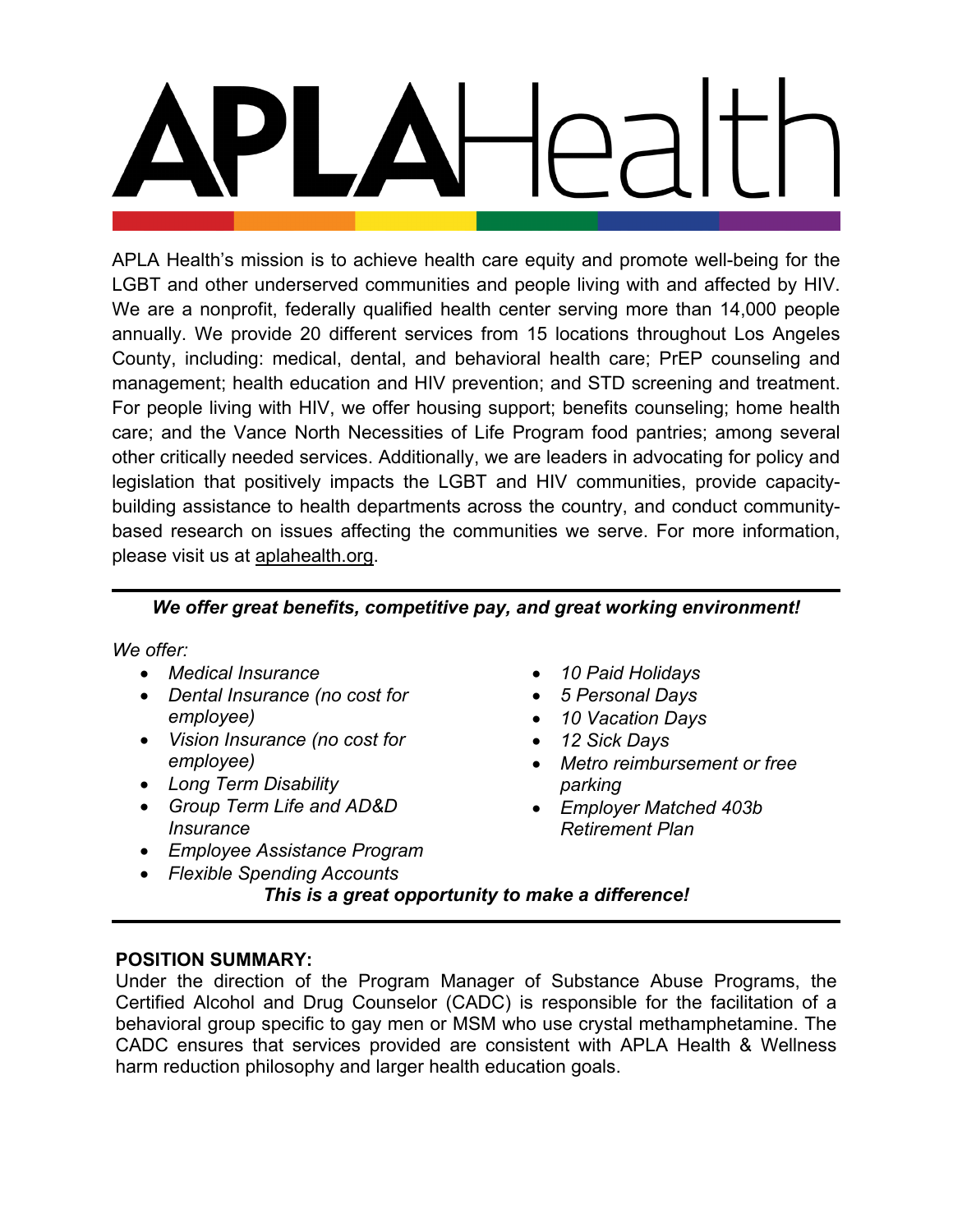# APLAHealth

APLA Health's mission is to achieve health care equity and promote well-being for the LGBT and other underserved communities and people living with and affected by HIV. We are a nonprofit, federally qualified health center serving more than 14,000 people annually. We provide 20 different services from 15 locations throughout Los Angeles County, including: medical, dental, and behavioral health care; PrEP counseling and management; health education and HIV prevention; and STD screening and treatment. For people living with HIV, we offer housing support; benefits counseling; home health care; and the Vance North Necessities of Life Program food pantries; among several other critically needed services. Additionally, we are leaders in advocating for policy and legislation that positively impacts the LGBT and HIV communities, provide capacity-building assistance to health departments across the country, and conduct community-based research on issues affecting the communities we serve. For more information, please visit us at aplahealth.org.

---

***We offer great benefits, competitive pay, and great working environment!***

*We offer:*

- *Medical Insurance*
- *Dental Insurance (no cost for employee)*
- *Vision Insurance (no cost for employee)*
- *Long Term Disability*
- *Group Term Life and AD&D Insurance*
- *Employee Assistance Program*
- *Flexible Spending Accounts*
- *10 Paid Holidays*
- *5 Personal Days*
- *10 Vacation Days*
- *12 Sick Days*
- *Metro reimbursement or free parking*
- *Employer Matched 403b Retirement Plan*

***This is a great opportunity to make a difference!***

---

**POSITION SUMMARY:**

Under the direction of the Program Manager of Substance Abuse Programs, the Certified Alcohol and Drug Counselor (CADC) is responsible for the facilitation of a behavioral group specific to gay men or MSM who use crystal methamphetamine. The CADC ensures that services provided are consistent with APLA Health & Wellness harm reduction philosophy and larger health education goals.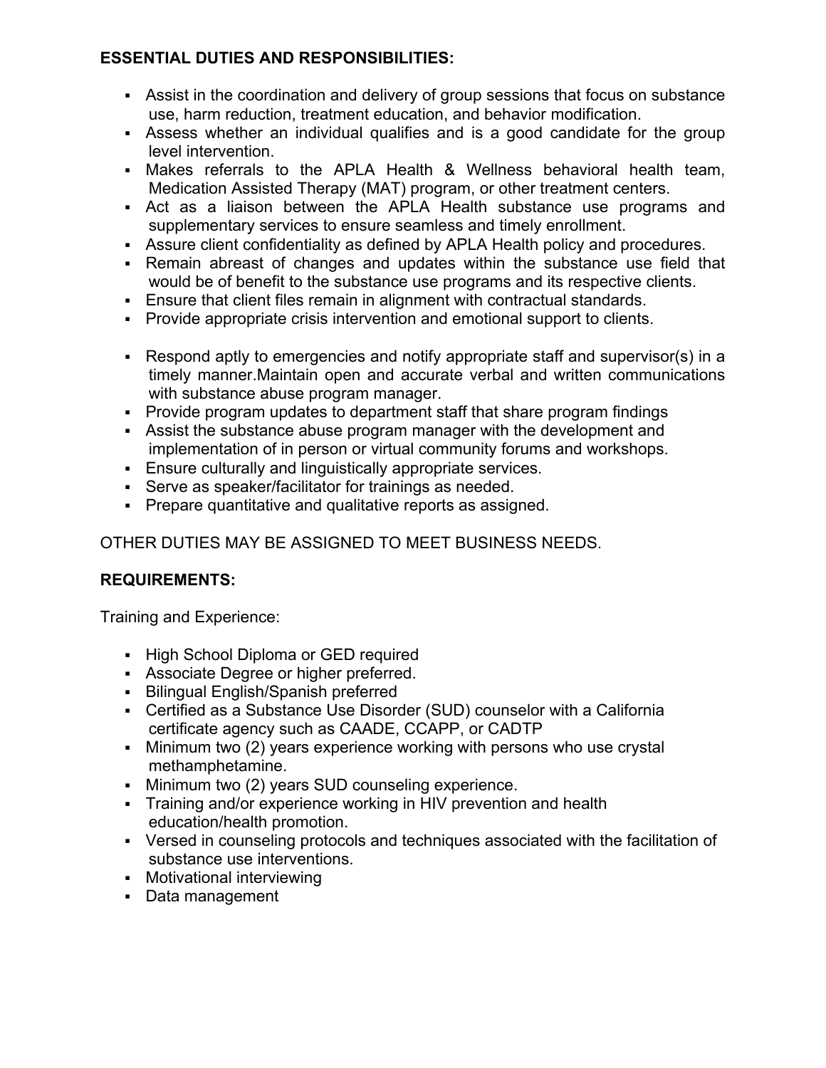**ESSENTIAL DUTIES AND RESPONSIBILITIES:**

- Assist in the coordination and delivery of group sessions that focus on substance use, harm reduction, treatment education, and behavior modification.
- Assess whether an individual qualifies and is a good candidate for the group level intervention.
- Makes referrals to the APLA Health & Wellness behavioral health team, Medication Assisted Therapy (MAT) program, or other treatment centers.
- Act as a liaison between the APLA Health substance use programs and supplementary services to ensure seamless and timely enrollment.
- Assure client confidentiality as defined by APLA Health policy and procedures.
- Remain abreast of changes and updates within the substance use field that would be of benefit to the substance use programs and its respective clients.
- Ensure that client files remain in alignment with contractual standards.
- Provide appropriate crisis intervention and emotional support to clients.
- Respond aptly to emergencies and notify appropriate staff and supervisor(s) in a timely manner.Maintain open and accurate verbal and written communications with substance abuse program manager.
- Provide program updates to department staff that share program findings
- Assist the substance abuse program manager with the development and implementation of in person or virtual community forums and workshops.
- Ensure culturally and linguistically appropriate services.
- Serve as speaker/facilitator for trainings as needed.
- Prepare quantitative and qualitative reports as assigned.

OTHER DUTIES MAY BE ASSIGNED TO MEET BUSINESS NEEDS.

**REQUIREMENTS:**

Training and Experience:

- High School Diploma or GED required
- Associate Degree or higher preferred.
- Bilingual English/Spanish preferred
- Certified as a Substance Use Disorder (SUD) counselor with a California certificate agency such as CAADE, CCAPP, or CADTP
- Minimum two (2) years experience working with persons who use crystal methamphetamine.
- Minimum two (2) years SUD counseling experience.
- Training and/or experience working in HIV prevention and health education/health promotion.
- Versed in counseling protocols and techniques associated with the facilitation of substance use interventions.
- Motivational interviewing
- Data management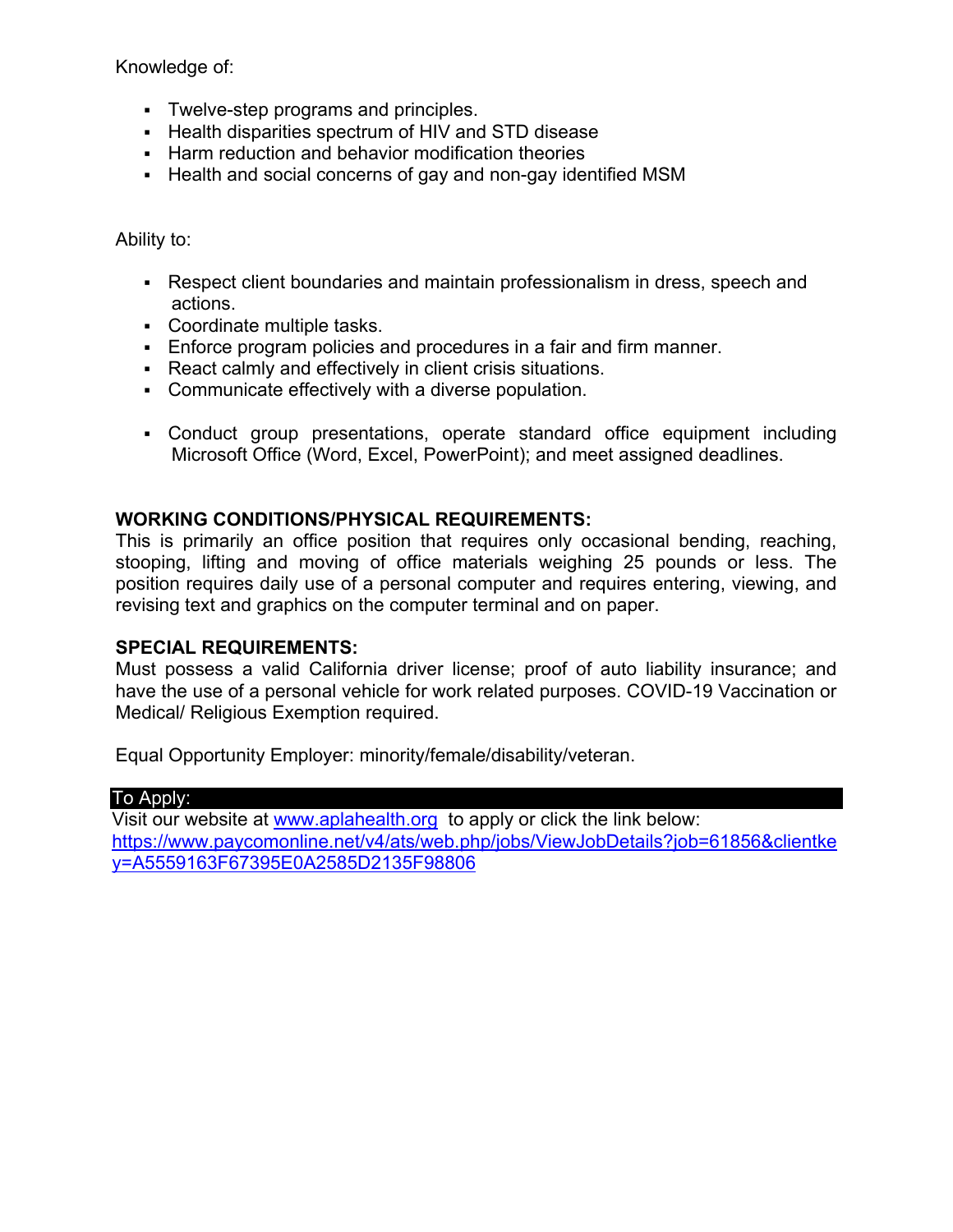Knowledge of:

- Twelve-step programs and principles.
- Health disparities spectrum of HIV and STD disease
- Harm reduction and behavior modification theories
- Health and social concerns of gay and non-gay identified MSM

Ability to:

- Respect client boundaries and maintain professionalism in dress, speech and actions.
- Coordinate multiple tasks.
- Enforce program policies and procedures in a fair and firm manner.
- React calmly and effectively in client crisis situations.
- Communicate effectively with a diverse population.

- Conduct group presentations, operate standard office equipment including Microsoft Office (Word, Excel, PowerPoint); and meet assigned deadlines.

**WORKING CONDITIONS/PHYSICAL REQUIREMENTS:**
This is primarily an office position that requires only occasional bending, reaching, stooping, lifting and moving of office materials weighing 25 pounds or less. The position requires daily use of a personal computer and requires entering, viewing, and revising text and graphics on the computer terminal and on paper.

**SPECIAL REQUIREMENTS:**
Must possess a valid California driver license; proof of auto liability insurance; and have the use of a personal vehicle for work related purposes. COVID-19 Vaccination or Medical/ Religious Exemption required.

Equal Opportunity Employer: minority/female/disability/veteran.

**To Apply:**
Visit our website at [www.aplahealth.org](www.aplahealth.org) to apply or click the link below:
[https://www.paycomonline.net/v4/ats/web.php/jobs/ViewJobDetails?job=61856&clientkey=A5559163F67395E0A2585D2135F98806](https://www.paycomonline.net/v4/ats/web.php/jobs/ViewJobDetails?job=61856&clientkey=A5559163F67395E0A2585D2135F98806)